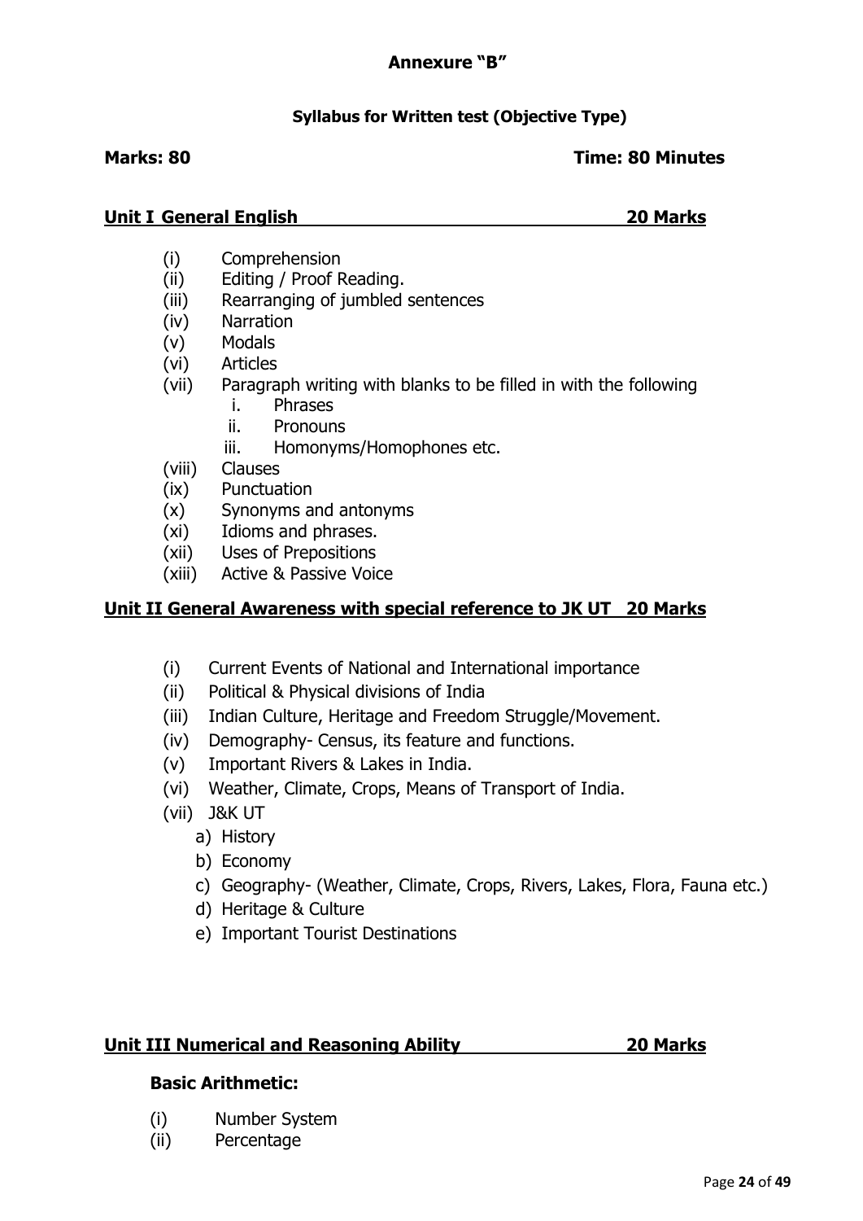# Annexure "B"

### Syllabus for Written test (Objective Type)

**Marks: 80** **Time: 80 Minutes**

## Unit I General English 20 Marks

(i) Comprehension
(ii) Editing / Proof Reading.
(iii) Rearranging of jumbled sentences
(iv) Narration
(v) Modals
(vi) Articles
(vii) Paragraph writing with blanks to be filled in with the following
   i. Phrases
   ii. Pronouns
   iii. Homonyms/Homophones etc.
(viii) Clauses
(ix) Punctuation
(x) Synonyms and antonyms
(xi) Idioms and phrases.
(xii) Uses of Prepositions
(xiii) Active & Passive Voice

## Unit II General Awareness with special reference to JK UT 20 Marks

(i) Current Events of National and International importance
(ii) Political & Physical divisions of India
(iii) Indian Culture, Heritage and Freedom Struggle/Movement.
(iv) Demography- Census, its feature and functions.
(v) Important Rivers & Lakes in India.
(vi) Weather, Climate, Crops, Means of Transport of India.
(vii) J&K UT
   a) History
   b) Economy
   c) Geography- (Weather, Climate, Crops, Rivers, Lakes, Flora, Fauna etc.)
   d) Heritage & Culture
   e) Important Tourist Destinations

## Unit III Numerical and Reasoning Ability 20 Marks

### Basic Arithmetic:

(i) Number System
(ii) Percentage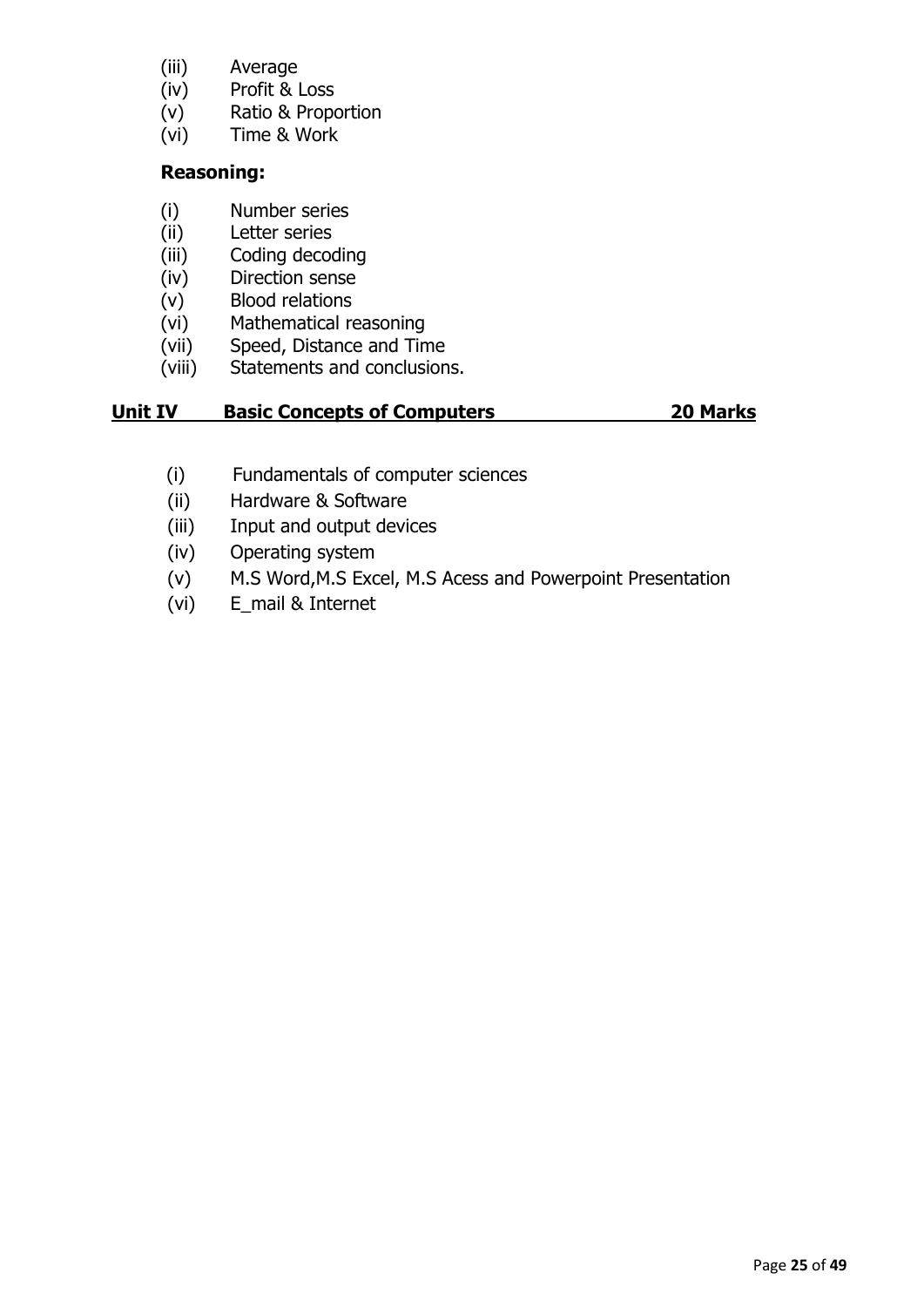(iii) Average
(iv) Profit & Loss
(v) Ratio & Proportion
(vi) Time & Work

**Reasoning:**

(i) Number series
(ii) Letter series
(iii) Coding decoding
(iv) Direction sense
(v) Blood relations
(vi) Mathematical reasoning
(vii) Speed, Distance and Time
(viii) Statements and conclusions.

**Unit IV Basic Concepts of Computers 20 Marks**

(i) Fundamentals of computer sciences
(ii) Hardware & Software
(iii) Input and output devices
(iv) Operating system
(v) M.S Word,M.S Excel, M.S Acess and Powerpoint Presentation
(vi) E_mail & Internet